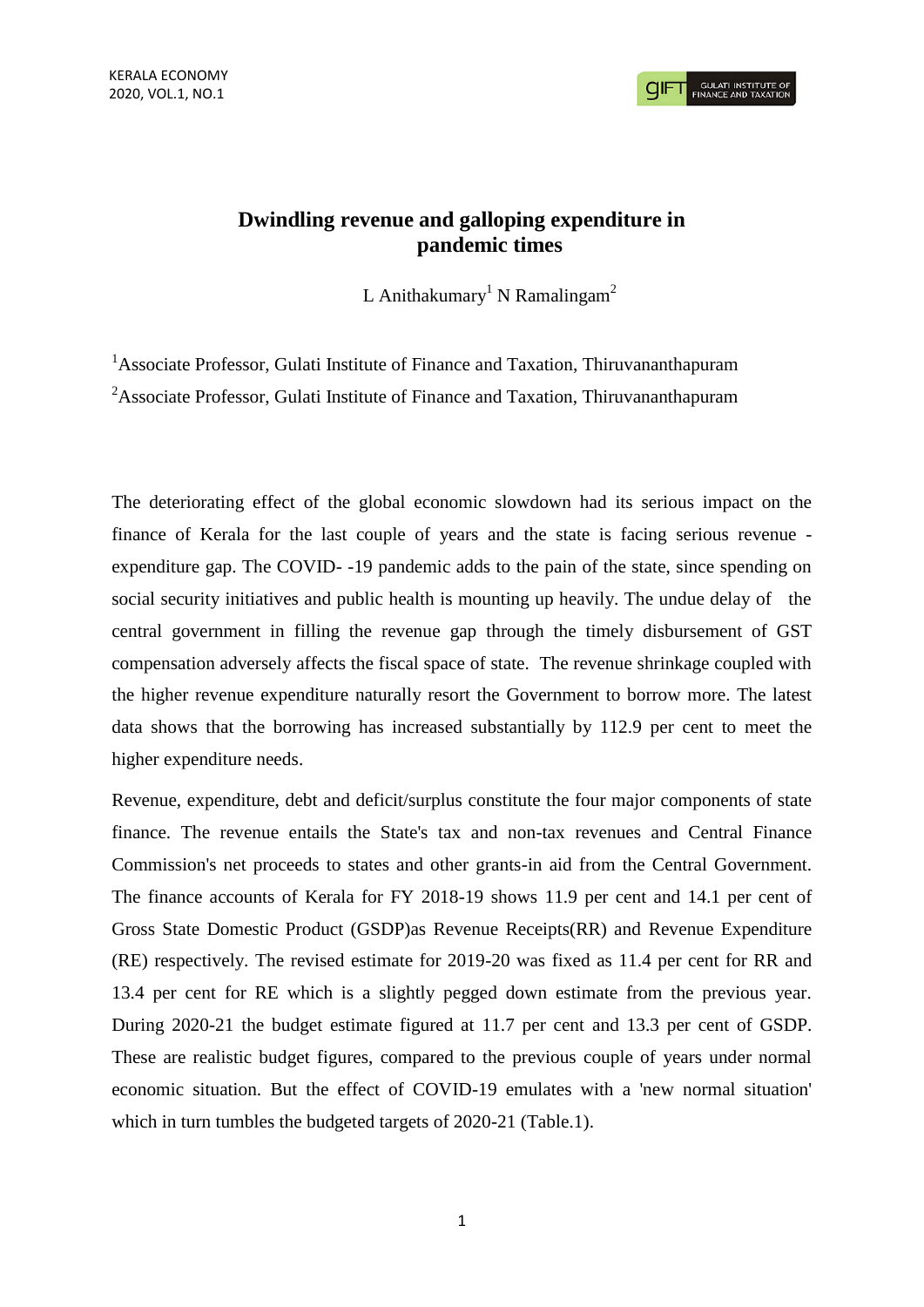# Dwindling revenue and galloping expenditure in pandemic times

L Anithakumary[1] N Ramalingam[2]

[1]Associate Professor, Gulati Institute of Finance and Taxation, Thiruvananthapuram

[2]Associate Professor, Gulati Institute of Finance and Taxation, Thiruvananthapuram

The deteriorating effect of the global economic slowdown had its serious impact on the finance of Kerala for the last couple of years and the state is facing serious revenue - expenditure gap. The COVID- -19 pandemic adds to the pain of the state, since spending on social security initiatives and public health is mounting up heavily. The undue delay of the central government in filling the revenue gap through the timely disbursement of GST compensation adversely affects the fiscal space of state. The revenue shrinkage coupled with the higher revenue expenditure naturally resort the Government to borrow more. The latest data shows that the borrowing has increased substantially by 112.9 per cent to meet the higher expenditure needs.

Revenue, expenditure, debt and deficit/surplus constitute the four major components of state finance. The revenue entails the State's tax and non-tax revenues and Central Finance Commission's net proceeds to states and other grants-in aid from the Central Government. The finance accounts of Kerala for FY 2018-19 shows 11.9 per cent and 14.1 per cent of Gross State Domestic Product (GSDP)as Revenue Receipts(RR) and Revenue Expenditure (RE) respectively. The revised estimate for 2019-20 was fixed as 11.4 per cent for RR and 13.4 per cent for RE which is a slightly pegged down estimate from the previous year. During 2020-21 the budget estimate figured at 11.7 per cent and 13.3 per cent of GSDP. These are realistic budget figures, compared to the previous couple of years under normal economic situation. But the effect of COVID-19 emulates with a 'new normal situation' which in turn tumbles the budgeted targets of 2020-21 (Table.1).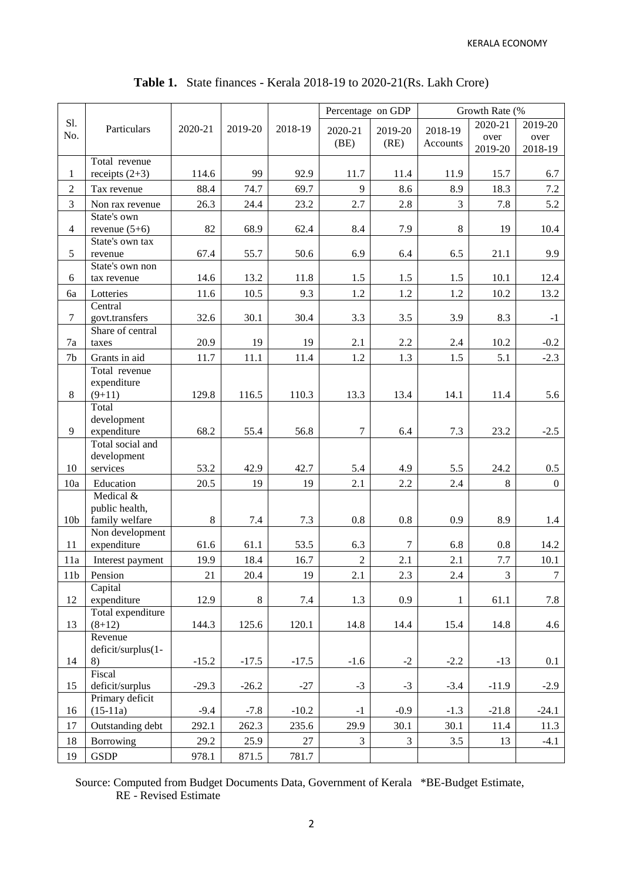**Table 1.** State finances - Kerala 2018-19 to 2020-21(Rs. Lakh Crore)

| Sl. No. | Particulars | 2020-21 | 2019-20 | 2018-19 | Percentage on GDP | | | Growth Rate (% | |
|---|---|---|---|---|---|---|---|---|---|
| | | | | | 2020-21 (BE) | 2019-20 (RE) | 2018-19 Accounts | 2020-21 over 2019-20 | 2019-20 over 2018-19 |
| 1 | Total revenue receipts (2+3) | 114.6 | 99 | 92.9 | 11.7 | 11.4 | 11.9 | 15.7 | 6.7 |
| 2 | Tax revenue | 88.4 | 74.7 | 69.7 | 9 | 8.6 | 8.9 | 18.3 | 7.2 |
| 3 | Non rax revenue | 26.3 | 24.4 | 23.2 | 2.7 | 2.8 | 3 | 7.8 | 5.2 |
| 4 | State's own revenue (5+6) | 82 | 68.9 | 62.4 | 8.4 | 7.9 | 8 | 19 | 10.4 |
| 5 | State's own tax revenue | 67.4 | 55.7 | 50.6 | 6.9 | 6.4 | 6.5 | 21.1 | 9.9 |
| 6 | State's own non tax revenue | 14.6 | 13.2 | 11.8 | 1.5 | 1.5 | 1.5 | 10.1 | 12.4 |
| 6a | Lotteries | 11.6 | 10.5 | 9.3 | 1.2 | 1.2 | 1.2 | 10.2 | 13.2 |
| 7 | Central govt.transfers | 32.6 | 30.1 | 30.4 | 3.3 | 3.5 | 3.9 | 8.3 | -1 |
| 7a | Share of central taxes | 20.9 | 19 | 19 | 2.1 | 2.2 | 2.4 | 10.2 | -0.2 |
| 7b | Grants in aid | 11.7 | 11.1 | 11.4 | 1.2 | 1.3 | 1.5 | 5.1 | -2.3 |
| 8 | Total revenue expenditure (9+11) | 129.8 | 116.5 | 110.3 | 13.3 | 13.4 | 14.1 | 11.4 | 5.6 |
| 9 | Total development expenditure | 68.2 | 55.4 | 56.8 | 7 | 6.4 | 7.3 | 23.2 | -2.5 |
| 10 | Total social and development services | 53.2 | 42.9 | 42.7 | 5.4 | 4.9 | 5.5 | 24.2 | 0.5 |
| 10a | Education | 20.5 | 19 | 19 | 2.1 | 2.2 | 2.4 | 8 | 0 |
| 10b | Medical & public health, family welfare | 8 | 7.4 | 7.3 | 0.8 | 0.8 | 0.9 | 8.9 | 1.4 |
| 11 | Non development expenditure | 61.6 | 61.1 | 53.5 | 6.3 | 7 | 6.8 | 0.8 | 14.2 |
| 11a | Interest payment | 19.9 | 18.4 | 16.7 | 2 | 2.1 | 2.1 | 7.7 | 10.1 |
| 11b | Pension | 21 | 20.4 | 19 | 2.1 | 2.3 | 2.4 | 3 | 7 |
| 12 | Capital expenditure | 12.9 | 8 | 7.4 | 1.3 | 0.9 | 1 | 61.1 | 7.8 |
| 13 | Total expenditure (8+12) | 144.3 | 125.6 | 120.1 | 14.8 | 14.4 | 15.4 | 14.8 | 4.6 |
| 14 | Revenue deficit/surplus(1-8) | -15.2 | -17.5 | -17.5 | -1.6 | -2 | -2.2 | -13 | 0.1 |
| 15 | Fiscal deficit/surplus | -29.3 | -26.2 | -27 | -3 | -3 | -3.4 | -11.9 | -2.9 |
| 16 | Primary deficit (15-11a) | -9.4 | -7.8 | -10.2 | -1 | -0.9 | -1.3 | -21.8 | -24.1 |
| 17 | Outstanding debt | 292.1 | 262.3 | 235.6 | 29.9 | 30.1 | 30.1 | 11.4 | 11.3 |
| 18 | Borrowing | 29.2 | 25.9 | 27 | 3 | 3 | 3.5 | 13 | -4.1 |
| 19 | GSDP | 978.1 | 871.5 | 781.7 | | | | | |

Source: Computed from Budget Documents Data, Government of Kerala *BE-Budget Estimate, RE - Revised Estimate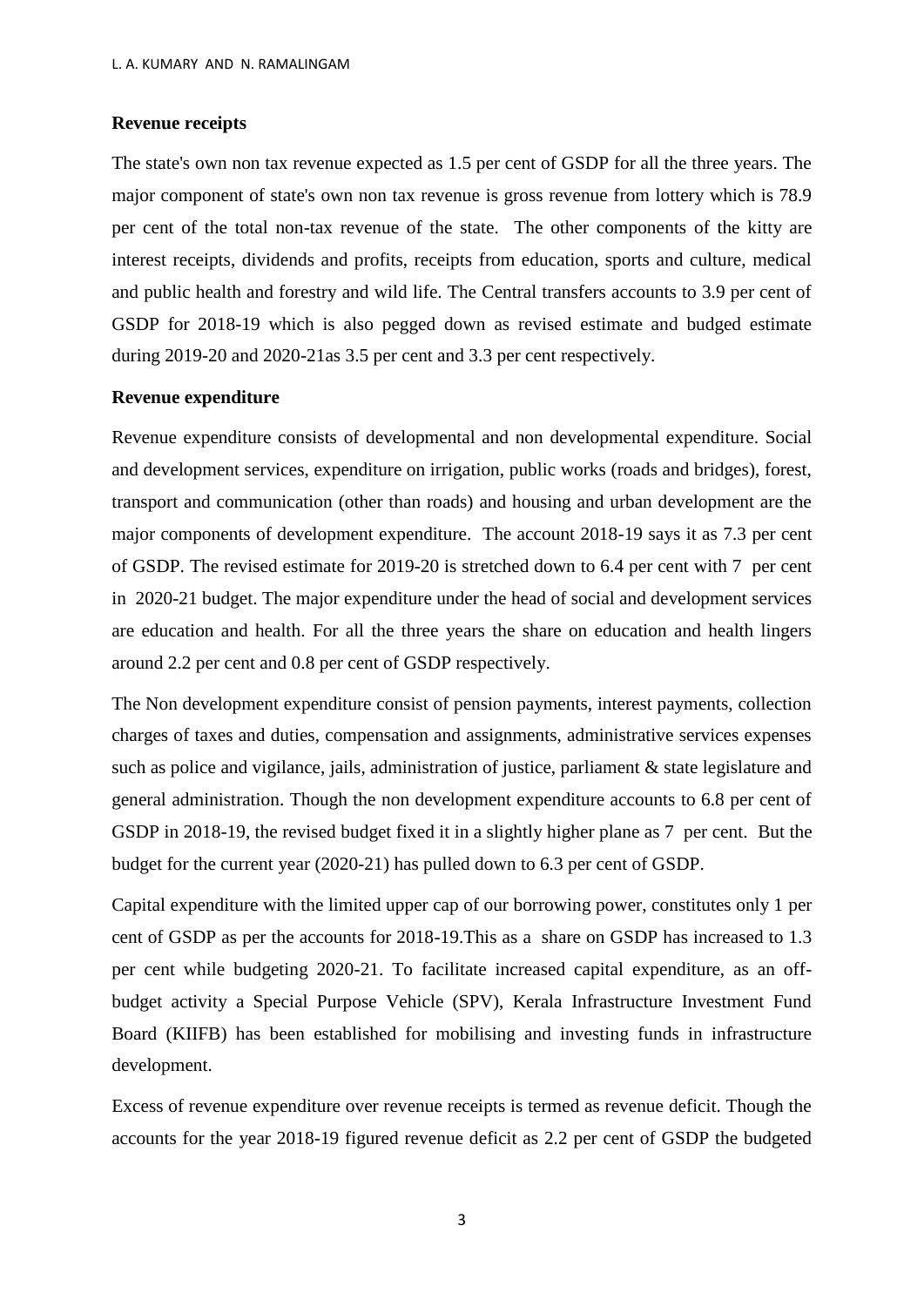**Revenue receipts**

The state's own non tax revenue expected as 1.5 per cent of GSDP for all the three years. The major component of state's own non tax revenue is gross revenue from lottery which is 78.9 per cent of the total non-tax revenue of the state. The other components of the kitty are interest receipts, dividends and profits, receipts from education, sports and culture, medical and public health and forestry and wild life. The Central transfers accounts to 3.9 per cent of GSDP for 2018-19 which is also pegged down as revised estimate and budged estimate during 2019-20 and 2020-21as 3.5 per cent and 3.3 per cent respectively.

**Revenue expenditure**

Revenue expenditure consists of developmental and non developmental expenditure. Social and development services, expenditure on irrigation, public works (roads and bridges), forest, transport and communication (other than roads) and housing and urban development are the major components of development expenditure. The account 2018-19 says it as 7.3 per cent of GSDP. The revised estimate for 2019-20 is stretched down to 6.4 per cent with 7 per cent in 2020-21 budget. The major expenditure under the head of social and development services are education and health. For all the three years the share on education and health lingers around 2.2 per cent and 0.8 per cent of GSDP respectively.

The Non development expenditure consist of pension payments, interest payments, collection charges of taxes and duties, compensation and assignments, administrative services expenses such as police and vigilance, jails, administration of justice, parliament & state legislature and general administration. Though the non development expenditure accounts to 6.8 per cent of GSDP in 2018-19, the revised budget fixed it in a slightly higher plane as 7 per cent. But the budget for the current year (2020-21) has pulled down to 6.3 per cent of GSDP.

Capital expenditure with the limited upper cap of our borrowing power, constitutes only 1 per cent of GSDP as per the accounts for 2018-19.This as a share on GSDP has increased to 1.3 per cent while budgeting 2020-21. To facilitate increased capital expenditure, as an off-budget activity a Special Purpose Vehicle (SPV), Kerala Infrastructure Investment Fund Board (KIIFB) has been established for mobilising and investing funds in infrastructure development.

Excess of revenue expenditure over revenue receipts is termed as revenue deficit. Though the accounts for the year 2018-19 figured revenue deficit as 2.2 per cent of GSDP the budgeted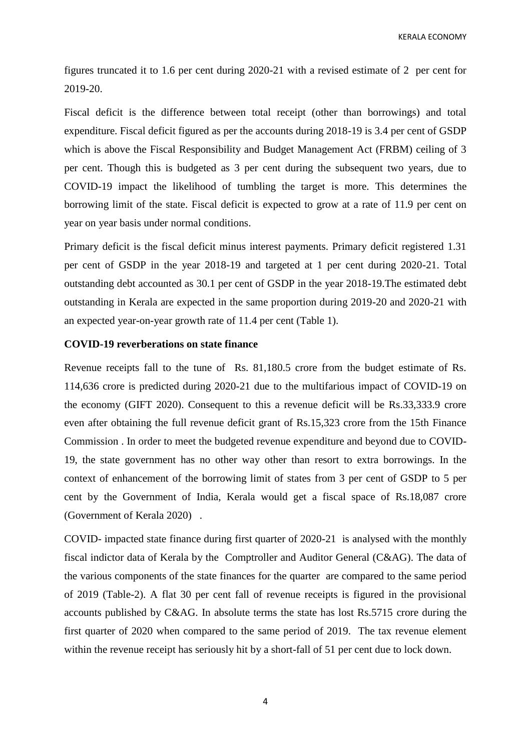figures truncated it to 1.6 per cent during 2020-21 with a revised estimate of 2 per cent for 2019-20.

Fiscal deficit is the difference between total receipt (other than borrowings) and total expenditure. Fiscal deficit figured as per the accounts during 2018-19 is 3.4 per cent of GSDP which is above the Fiscal Responsibility and Budget Management Act (FRBM) ceiling of 3 per cent. Though this is budgeted as 3 per cent during the subsequent two years, due to COVID-19 impact the likelihood of tumbling the target is more. This determines the borrowing limit of the state. Fiscal deficit is expected to grow at a rate of 11.9 per cent on year on year basis under normal conditions.

Primary deficit is the fiscal deficit minus interest payments. Primary deficit registered 1.31 per cent of GSDP in the year 2018-19 and targeted at 1 per cent during 2020-21. Total outstanding debt accounted as 30.1 per cent of GSDP in the year 2018-19.The estimated debt outstanding in Kerala are expected in the same proportion during 2019-20 and 2020-21 with an expected year-on-year growth rate of 11.4 per cent (Table 1).

**COVID-19 reverberations on state finance**

Revenue receipts fall to the tune of Rs. 81,180.5 crore from the budget estimate of Rs. 114,636 crore is predicted during 2020-21 due to the multifarious impact of COVID-19 on the economy (GIFT 2020). Consequent to this a revenue deficit will be Rs.33,333.9 crore even after obtaining the full revenue deficit grant of Rs.15,323 crore from the 15th Finance Commission . In order to meet the budgeted revenue expenditure and beyond due to COVID-19, the state government has no other way other than resort to extra borrowings. In the context of enhancement of the borrowing limit of states from 3 per cent of GSDP to 5 per cent by the Government of India, Kerala would get a fiscal space of Rs.18,087 crore (Government of Kerala 2020) .

COVID- impacted state finance during first quarter of 2020-21 is analysed with the monthly fiscal indictor data of Kerala by the Comptroller and Auditor General (C&AG). The data of the various components of the state finances for the quarter are compared to the same period of 2019 (Table-2). A flat 30 per cent fall of revenue receipts is figured in the provisional accounts published by C&AG. In absolute terms the state has lost Rs.5715 crore during the first quarter of 2020 when compared to the same period of 2019. The tax revenue element within the revenue receipt has seriously hit by a short-fall of 51 per cent due to lock down.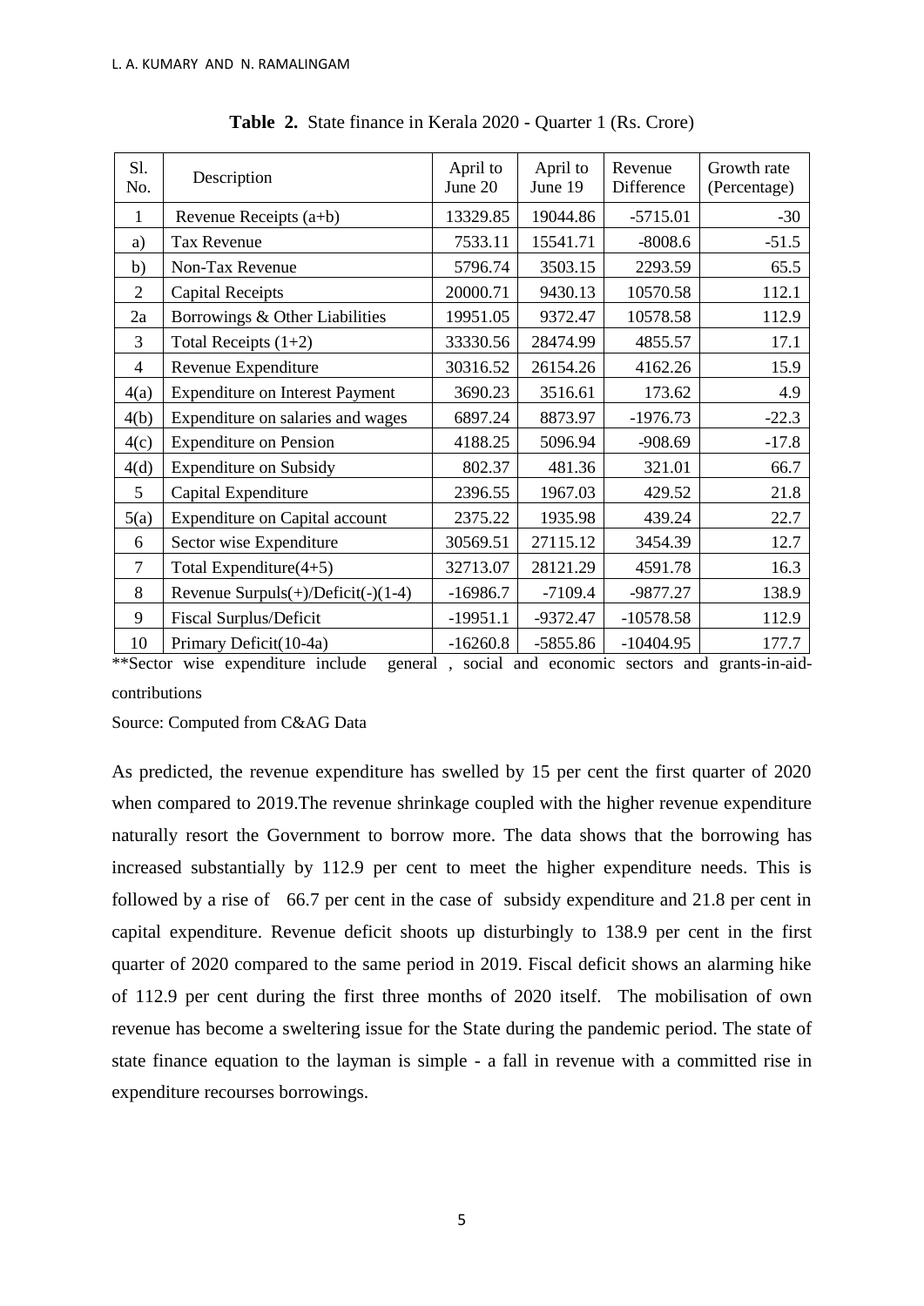**Table 2.** State finance in Kerala 2020 - Quarter 1 (Rs. Crore)

| Sl. No. | Description | April to June 20 | April to June 19 | Revenue Difference | Growth rate (Percentage) |
|---|---|---|---|---|---|
| 1 | Revenue Receipts (a+b) | 13329.85 | 19044.86 | -5715.01 | -30 |
| a) | Tax Revenue | 7533.11 | 15541.71 | -8008.6 | -51.5 |
| b) | Non-Tax Revenue | 5796.74 | 3503.15 | 2293.59 | 65.5 |
| 2 | Capital Receipts | 20000.71 | 9430.13 | 10570.58 | 112.1 |
| 2a | Borrowings & Other Liabilities | 19951.05 | 9372.47 | 10578.58 | 112.9 |
| 3 | Total Receipts (1+2) | 33330.56 | 28474.99 | 4855.57 | 17.1 |
| 4 | Revenue Expenditure | 30316.52 | 26154.26 | 4162.26 | 15.9 |
| 4(a) | Expenditure on Interest Payment | 3690.23 | 3516.61 | 173.62 | 4.9 |
| 4(b) | Expenditure on salaries and wages | 6897.24 | 8873.97 | -1976.73 | -22.3 |
| 4(c) | Expenditure on Pension | 4188.25 | 5096.94 | -908.69 | -17.8 |
| 4(d) | Expenditure on Subsidy | 802.37 | 481.36 | 321.01 | 66.7 |
| 5 | Capital Expenditure | 2396.55 | 1967.03 | 429.52 | 21.8 |
| 5(a) | Expenditure on Capital account | 2375.22 | 1935.98 | 439.24 | 22.7 |
| 6 | Sector wise Expenditure | 30569.51 | 27115.12 | 3454.39 | 12.7 |
| 7 | Total Expenditure(4+5) | 32713.07 | 28121.29 | 4591.78 | 16.3 |
| 8 | Revenue Surpuls(+)/Deficit(-)(1-4) | -16986.7 | -7109.4 | -9877.27 | 138.9 |
| 9 | Fiscal Surplus/Deficit | -19951.1 | -9372.47 | -10578.58 | 112.9 |
| 10 | Primary Deficit(10-4a) | -16260.8 | -5855.86 | -10404.95 | 177.7 |

**Sector wise expenditure include general , social and economic sectors and grants-in-aid-contributions

Source: Computed from C&AG Data

As predicted, the revenue expenditure has swelled by 15 per cent the first quarter of 2020 when compared to 2019.The revenue shrinkage coupled with the higher revenue expenditure naturally resort the Government to borrow more. The data shows that the borrowing has increased substantially by 112.9 per cent to meet the higher expenditure needs. This is followed by a rise of 66.7 per cent in the case of subsidy expenditure and 21.8 per cent in capital expenditure. Revenue deficit shoots up disturbingly to 138.9 per cent in the first quarter of 2020 compared to the same period in 2019. Fiscal deficit shows an alarming hike of 112.9 per cent during the first three months of 2020 itself. The mobilisation of own revenue has become a sweltering issue for the State during the pandemic period. The state of state finance equation to the layman is simple - a fall in revenue with a committed rise in expenditure recourses borrowings.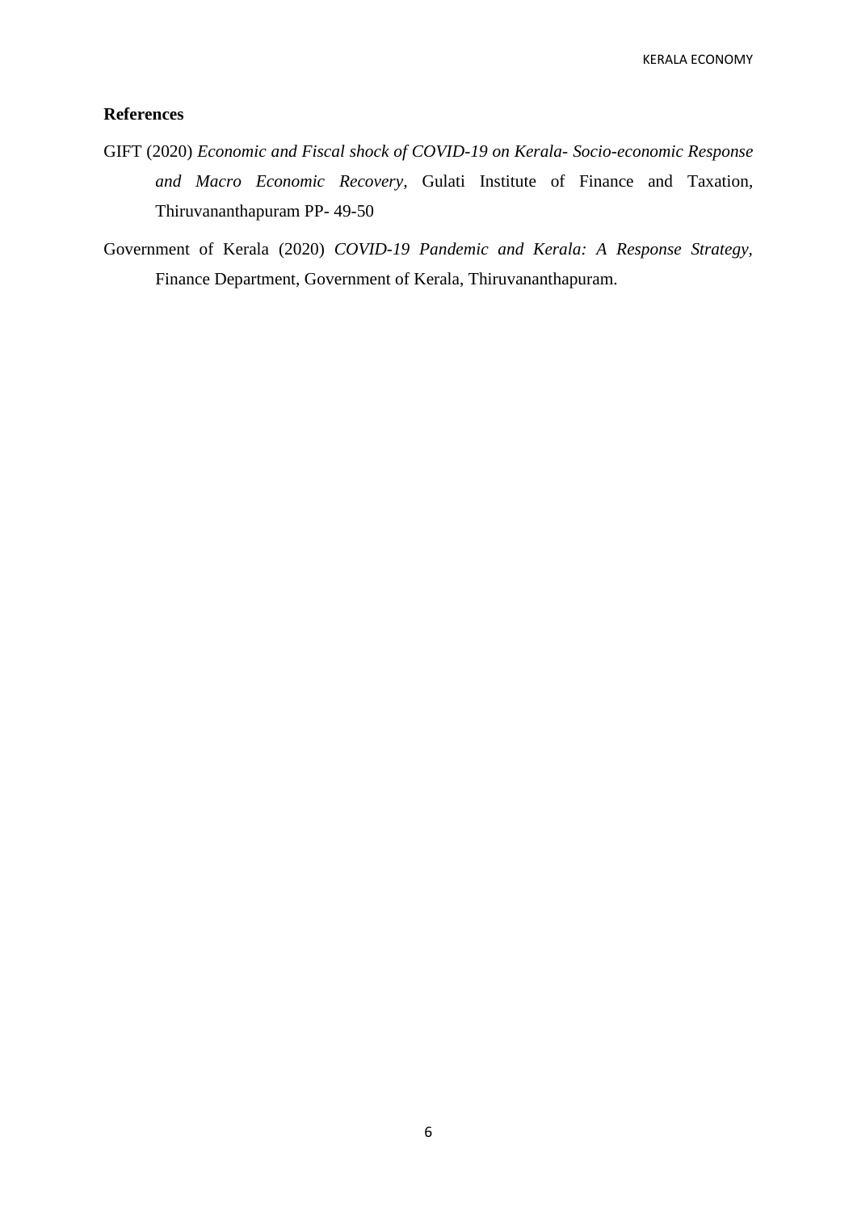**References**

GIFT (2020) *Economic and Fiscal shock of COVID-19 on Kerala- Socio-economic Response and Macro Economic Recovery,* Gulati Institute of Finance and Taxation, Thiruvananthapuram PP- 49-50

Government of Kerala (2020) *COVID-19 Pandemic and Kerala: A Response Strategy,* Finance Department, Government of Kerala, Thiruvananthapuram.